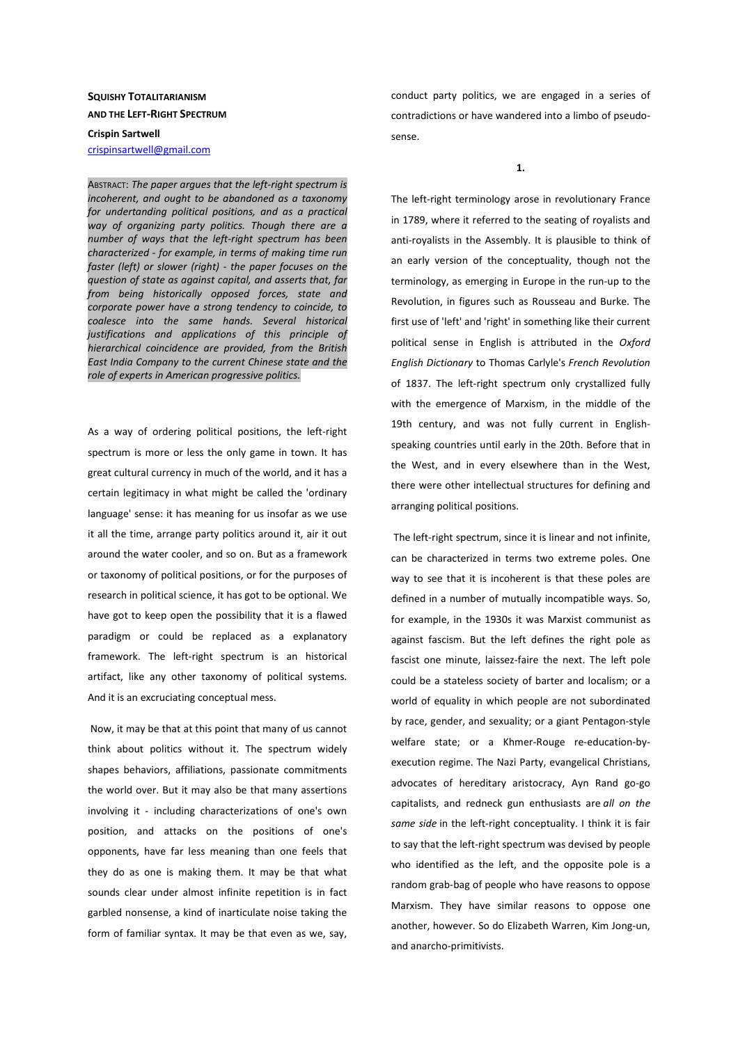**SQUISHY TOTALITARIANISM AND THE LEFT-RIGHT SPECTRUM**

**Crispin Sartwell**
crispinsartwell@gmail.com

ABSTRACT: *The paper argues that the left-right spectrum is incoherent, and ought to be abandoned as a taxonomy for undertanding political positions, and as a practical way of organizing party politics. Though there are a number of ways that the left-right spectrum has been characterized - for example, in terms of making time run faster (left) or slower (right) - the paper focuses on the question of state as against capital, and asserts that, far from being historically opposed forces, state and corporate power have a strong tendency to coincide, to coalesce into the same hands. Several historical justifications and applications of this principle of hierarchical coincidence are provided, from the British East India Company to the current Chinese state and the role of experts in American progressive politics.*

As a way of ordering political positions, the left-right spectrum is more or less the only game in town. It has great cultural currency in much of the world, and it has a certain legitimacy in what might be called the 'ordinary language' sense: it has meaning for us insofar as we use it all the time, arrange party politics around it, air it out around the water cooler, and so on. But as a framework or taxonomy of political positions, or for the purposes of research in political science, it has got to be optional. We have got to keep open the possibility that it is a flawed paradigm or could be replaced as a explanatory framework. The left-right spectrum is an historical artifact, like any other taxonomy of political systems. And it is an excruciating conceptual mess.

Now, it may be that at this point that many of us cannot think about politics without it. The spectrum widely shapes behaviors, affiliations, passionate commitments the world over. But it may also be that many assertions involving it - including characterizations of one's own position, and attacks on the positions of one's opponents, have far less meaning than one feels that they do as one is making them. It may be that what sounds clear under almost infinite repetition is in fact garbled nonsense, a kind of inarticulate noise taking the form of familiar syntax. It may be that even as we, say, conduct party politics, we are engaged in a series of contradictions or have wandered into a limbo of pseudo-sense.

## 1.

The left-right terminology arose in revolutionary France in 1789, where it referred to the seating of royalists and anti-royalists in the Assembly. It is plausible to think of an early version of the conceptuality, though not the terminology, as emerging in Europe in the run-up to the Revolution, in figures such as Rousseau and Burke. The first use of 'left' and 'right' in something like their current political sense in English is attributed in the *Oxford English Dictionary* to Thomas Carlyle's *French Revolution* of 1837. The left-right spectrum only crystallized fully with the emergence of Marxism, in the middle of the 19th century, and was not fully current in English-speaking countries until early in the 20th. Before that in the West, and in every elsewhere than in the West, there were other intellectual structures for defining and arranging political positions.

The left-right spectrum, since it is linear and not infinite, can be characterized in terms two extreme poles. One way to see that it is incoherent is that these poles are defined in a number of mutually incompatible ways. So, for example, in the 1930s it was Marxist communist as against fascism. But the left defines the right pole as fascist one minute, laissez-faire the next. The left pole could be a stateless society of barter and localism; or a world of equality in which people are not subordinated by race, gender, and sexuality; or a giant Pentagon-style welfare state; or a Khmer-Rouge re-education-by-execution regime. The Nazi Party, evangelical Christians, advocates of hereditary aristocracy, Ayn Rand go-go capitalists, and redneck gun enthusiasts are *all on the same side* in the left-right conceptuality. I think it is fair to say that the left-right spectrum was devised by people who identified as the left, and the opposite pole is a random grab-bag of people who have reasons to oppose Marxism. They have similar reasons to oppose one another, however. So do Elizabeth Warren, Kim Jong-un, and anarcho-primitivists.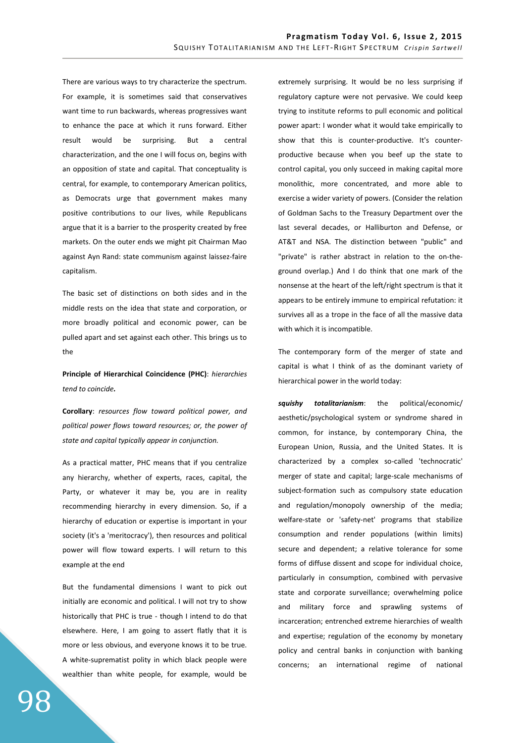There are various ways to try characterize the spectrum. For example, it is sometimes said that conservatives want time to run backwards, whereas progressives want to enhance the pace at which it runs forward. Either result would be surprising. But a central characterization, and the one I will focus on, begins with an opposition of state and capital. That conceptuality is central, for example, to contemporary American politics, as Democrats urge that government makes many positive contributions to our lives, while Republicans argue that it is a barrier to the prosperity created by free markets. On the outer ends we might pit Chairman Mao against Ayn Rand: state communism against laissez-faire capitalism.

The basic set of distinctions on both sides and in the middle rests on the idea that state and corporation, or more broadly political and economic power, can be pulled apart and set against each other. This brings us to the

**Principle of Hierarchical Coincidence (PHC)**: *hierarchies tend to coincide.*

**Corollary**: *resources flow toward political power, and political power flows toward resources; or, the power of state and capital typically appear in conjunction.*

As a practical matter, PHC means that if you centralize any hierarchy, whether of experts, races, capital, the Party, or whatever it may be, you are in reality recommending hierarchy in every dimension. So, if a hierarchy of education or expertise is important in your society (it's a 'meritocracy'), then resources and political power will flow toward experts. I will return to this example at the end

But the fundamental dimensions I want to pick out initially are economic and political. I will not try to show historically that PHC is true - though I intend to do that elsewhere. Here, I am going to assert flatly that it is more or less obvious, and everyone knows it to be true. A white-supremacist polity in which black people were wealthier than white people, for example, would be extremely surprising. It would be no less surprising if regulatory capture were not pervasive. We could keep trying to institute reforms to pull economic and political power apart: I wonder what it would take empirically to show that this is counter-productive. It's counter-productive because when you beef up the state to control capital, you only succeed in making capital more monolithic, more concentrated, and more able to exercise a wider variety of powers. (Consider the relation of Goldman Sachs to the Treasury Department over the last several decades, or Halliburton and Defense, or AT&T and NSA. The distinction between "public" and "private" is rather abstract in relation to the on-the-ground overlap.) And I do think that one mark of the nonsense at the heart of the left/right spectrum is that it appears to be entirely immune to empirical refutation: it survives all as a trope in the face of all the massive data with which it is incompatible.

The contemporary form of the merger of state and capital is what I think of as the dominant variety of hierarchical power in the world today:

***squishy totalitarianism***: the political/economic/aesthetic/psychological system or syndrome shared in common, for instance, by contemporary China, the European Union, Russia, and the United States. It is characterized by a complex so-called 'technocratic' merger of state and capital; large-scale mechanisms of subject-formation such as compulsory state education and regulation/monopoly ownership of the media; welfare-state or 'safety-net' programs that stabilize consumption and render populations (within limits) secure and dependent; a relative tolerance for some forms of diffuse dissent and scope for individual choice, particularly in consumption, combined with pervasive state and corporate surveillance; overwhelming police and military force and sprawling systems of incarceration; entrenched extreme hierarchies of wealth and expertise; regulation of the economy by monetary policy and central banks in conjunction with banking concerns; an international regime of national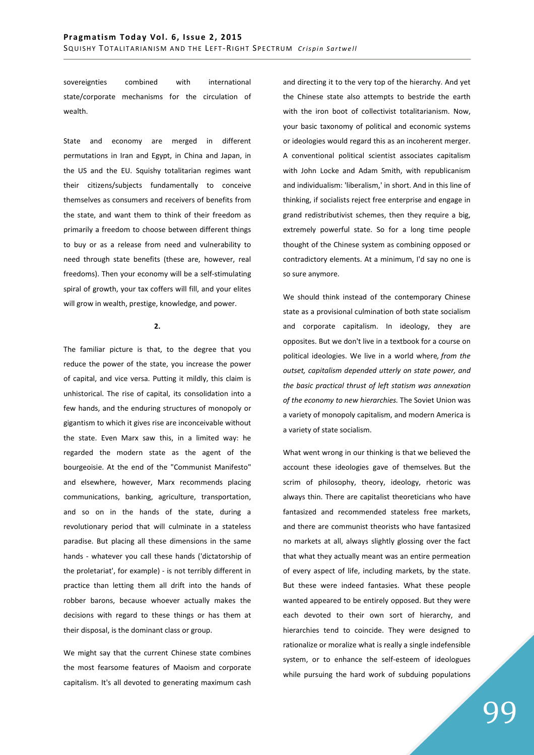sovereignties combined with international state/corporate mechanisms for the circulation of wealth.

State and economy are merged in different permutations in Iran and Egypt, in China and Japan, in the US and the EU. Squishy totalitarian regimes want their citizens/subjects fundamentally to conceive themselves as consumers and receivers of benefits from the state, and want them to think of their freedom as primarily a freedom to choose between different things to buy or as a release from need and vulnerability to need through state benefits (these are, however, real freedoms). Then your economy will be a self-stimulating spiral of growth, your tax coffers will fill, and your elites will grow in wealth, prestige, knowledge, and power.

**2.**

The familiar picture is that, to the degree that you reduce the power of the state, you increase the power of capital, and vice versa. Putting it mildly, this claim is unhistorical. The rise of capital, its consolidation into a few hands, and the enduring structures of monopoly or gigantism to which it gives rise are inconceivable without the state. Even Marx saw this, in a limited way: he regarded the modern state as the agent of the bourgeoisie. At the end of the "Communist Manifesto" and elsewhere, however, Marx recommends placing communications, banking, agriculture, transportation, and so on in the hands of the state, during a revolutionary period that will culminate in a stateless paradise. But placing all these dimensions in the same hands - whatever you call these hands ('dictatorship of the proletariat', for example) - is not terribly different in practice than letting them all drift into the hands of robber barons, because whoever actually makes the decisions with regard to these things or has them at their disposal, is the dominant class or group.

We might say that the current Chinese state combines the most fearsome features of Maoism and corporate capitalism. It's all devoted to generating maximum cash and directing it to the very top of the hierarchy. And yet the Chinese state also attempts to bestride the earth with the iron boot of collectivist totalitarianism. Now, your basic taxonomy of political and economic systems or ideologies would regard this as an incoherent merger. A conventional political scientist associates capitalism with John Locke and Adam Smith, with republicanism and individualism: 'liberalism,' in short. And in this line of thinking, if socialists reject free enterprise and engage in grand redistributivist schemes, then they require a big, extremely powerful state. So for a long time people thought of the Chinese system as combining opposed or contradictory elements. At a minimum, I'd say no one is so sure anymore.

We should think instead of the contemporary Chinese state as a provisional culmination of both state socialism and corporate capitalism. In ideology, they are opposites. But we don't live in a textbook for a course on political ideologies. We live in a world where*, from the outset, capitalism depended utterly on state power, and the basic practical thrust of left statism was annexation of the economy to new hierarchies.* The Soviet Union was a variety of monopoly capitalism, and modern America is a variety of state socialism.

What went wrong in our thinking is that we believed the account these ideologies gave of themselves. But the scrim of philosophy, theory, ideology, rhetoric was always thin. There are capitalist theoreticians who have fantasized and recommended stateless free markets, and there are communist theorists who have fantasized no markets at all, always slightly glossing over the fact that what they actually meant was an entire permeation of every aspect of life, including markets, by the state. But these were indeed fantasies. What these people wanted appeared to be entirely opposed. But they were each devoted to their own sort of hierarchy, and hierarchies tend to coincide. They were designed to rationalize or moralize what is really a single indefensible system, or to enhance the self-esteem of ideologues while pursuing the hard work of subduing populations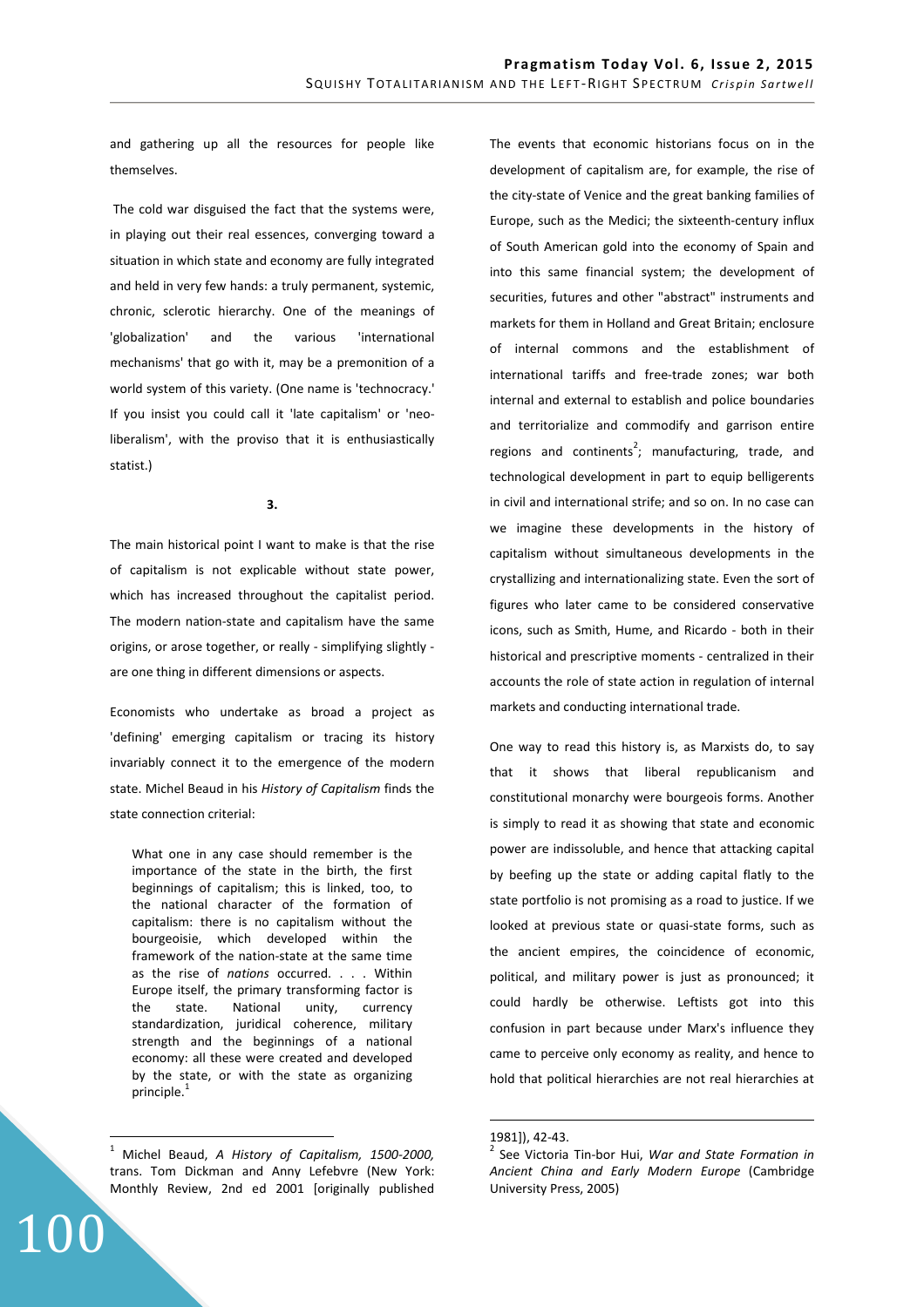and gathering up all the resources for people like themselves.

The cold war disguised the fact that the systems were, in playing out their real essences, converging toward a situation in which state and economy are fully integrated and held in very few hands: a truly permanent, systemic, chronic, sclerotic hierarchy. One of the meanings of 'globalization' and the various 'international mechanisms' that go with it, may be a premonition of a world system of this variety. (One name is 'technocracy.' If you insist you could call it 'late capitalism' or 'neo-liberalism', with the proviso that it is enthusiastically statist.)

### 3.

The main historical point I want to make is that the rise of capitalism is not explicable without state power, which has increased throughout the capitalist period. The modern nation-state and capitalism have the same origins, or arose together, or really - simplifying slightly - are one thing in different dimensions or aspects.

Economists who undertake as broad a project as 'defining' emerging capitalism or tracing its history invariably connect it to the emergence of the modern state. Michel Beaud in his *History of Capitalism* finds the state connection criterial:

> What one in any case should remember is the importance of the state in the birth, the first beginnings of capitalism; this is linked, too, to the national character of the formation of capitalism: there is no capitalism without the bourgeoisie, which developed within the framework of the nation-state at the same time as the rise of *nations* occurred. . . . Within Europe itself, the primary transforming factor is the state. National unity, currency standardization, juridical coherence, military strength and the beginnings of a national economy: all these were created and developed by the state, or with the state as organizing principle.[1]

The events that economic historians focus on in the development of capitalism are, for example, the rise of the city-state of Venice and the great banking families of Europe, such as the Medici; the sixteenth-century influx of South American gold into the economy of Spain and into this same financial system; the development of securities, futures and other "abstract" instruments and markets for them in Holland and Great Britain; enclosure of internal commons and the establishment of international tariffs and free-trade zones; war both internal and external to establish and police boundaries and territorialize and commodify and garrison entire regions and continents[2]; manufacturing, trade, and technological development in part to equip belligerents in civil and international strife; and so on. In no case can we imagine these developments in the history of capitalism without simultaneous developments in the crystallizing and internationalizing state. Even the sort of figures who later came to be considered conservative icons, such as Smith, Hume, and Ricardo - both in their historical and prescriptive moments - centralized in their accounts the role of state action in regulation of internal markets and conducting international trade.

One way to read this history is, as Marxists do, to say that it shows that liberal republicanism and constitutional monarchy were bourgeois forms. Another is simply to read it as showing that state and economic power are indissoluble, and hence that attacking capital by beefing up the state or adding capital flatly to the state portfolio is not promising as a road to justice. If we looked at previous state or quasi-state forms, such as the ancient empires, the coincidence of economic, political, and military power is just as pronounced; it could hardly be otherwise. Leftists got into this confusion in part because under Marx's influence they came to perceive only economy as reality, and hence to hold that political hierarchies are not real hierarchies at

---

[1] Michel Beaud, *A History of Capitalism, 1500-2000,* trans. Tom Dickman and Anny Lefebvre (New York: Monthly Review, 2nd ed 2001 [originally published 1981]), 42-43.

[2] See Victoria Tin-bor Hui, *War and State Formation in Ancient China and Early Modern Europe* (Cambridge University Press, 2005)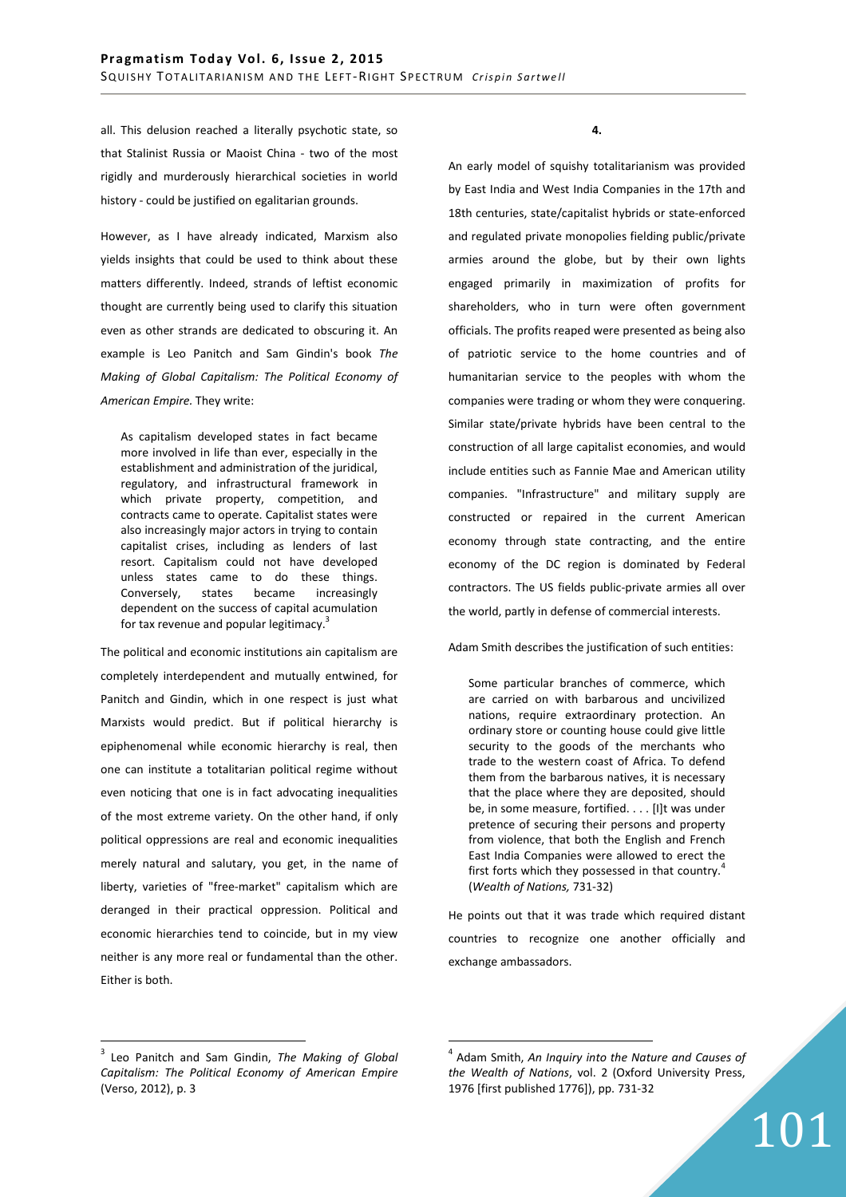all. This delusion reached a literally psychotic state, so that Stalinist Russia or Maoist China - two of the most rigidly and murderously hierarchical societies in world history - could be justified on egalitarian grounds.

However, as I have already indicated, Marxism also yields insights that could be used to think about these matters differently. Indeed, strands of leftist economic thought are currently being used to clarify this situation even as other strands are dedicated to obscuring it. An example is Leo Panitch and Sam Gindin's book *The Making of Global Capitalism: The Political Economy of American Empire.* They write:

> As capitalism developed states in fact became more involved in life than ever, especially in the establishment and administration of the juridical, regulatory, and infrastructural framework in which private property, competition, and contracts came to operate. Capitalist states were also increasingly major actors in trying to contain capitalist crises, including as lenders of last resort. Capitalism could not have developed unless states came to do these things. Conversely, states became increasingly dependent on the success of capital acumulation for tax revenue and popular legitimacy.[3]

The political and economic institutions ain capitalism are completely interdependent and mutually entwined, for Panitch and Gindin, which in one respect is just what Marxists would predict. But if political hierarchy is epiphenomenal while economic hierarchy is real, then one can institute a totalitarian political regime without even noticing that one is in fact advocating inequalities of the most extreme variety. On the other hand, if only political oppressions are real and economic inequalities merely natural and salutary, you get, in the name of liberty, varieties of "free-market" capitalism which are deranged in their practical oppression. Political and economic hierarchies tend to coincide, but in my view neither is any more real or fundamental than the other. Either is both.

## 4.

An early model of squishy totalitarianism was provided by East India and West India Companies in the 17th and 18th centuries, state/capitalist hybrids or state-enforced and regulated private monopolies fielding public/private armies around the globe, but by their own lights engaged primarily in maximization of profits for shareholders, who in turn were often government officials. The profits reaped were presented as being also of patriotic service to the home countries and of humanitarian service to the peoples with whom the companies were trading or whom they were conquering. Similar state/private hybrids have been central to the construction of all large capitalist economies, and would include entities such as Fannie Mae and American utility companies. "Infrastructure" and military supply are constructed or repaired in the current American economy through state contracting, and the entire economy of the DC region is dominated by Federal contractors. The US fields public-private armies all over the world, partly in defense of commercial interests.

Adam Smith describes the justification of such entities:

> Some particular branches of commerce, which are carried on with barbarous and uncivilized nations, require extraordinary protection. An ordinary store or counting house could give little security to the goods of the merchants who trade to the western coast of Africa. To defend them from the barbarous natives, it is necessary that the place where they are deposited, should be, in some measure, fortified. . . . [I]t was under pretence of securing their persons and property from violence, that both the English and French East India Companies were allowed to erect the first forts which they possessed in that country.[4] (*Wealth of Nations,* 731-32)

He points out that it was trade which required distant countries to recognize one another officially and exchange ambassadors.

---

[3] Leo Panitch and Sam Gindin, *The Making of Global Capitalism: The Political Economy of American Empire* (Verso, 2012), p. 3

[4] Adam Smith, *An Inquiry into the Nature and Causes of the Wealth of Nations*, vol. 2 (Oxford University Press, 1976 [first published 1776]), pp. 731-32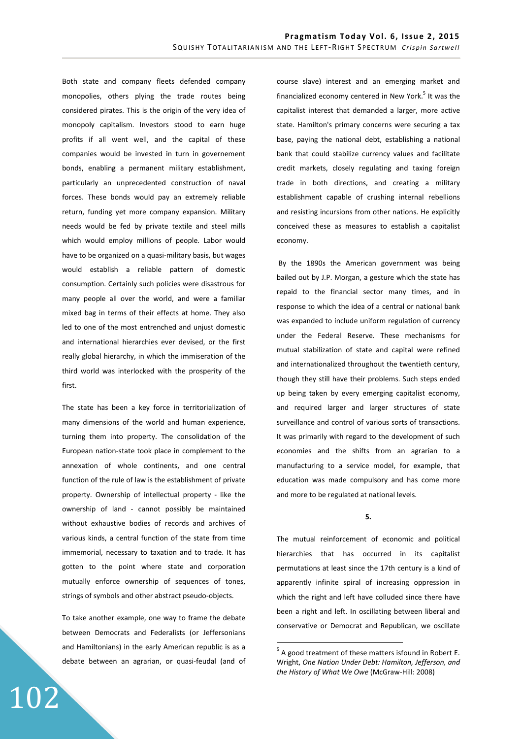Both state and company fleets defended company monopolies, others plying the trade routes being considered pirates. This is the origin of the very idea of monopoly capitalism. Investors stood to earn huge profits if all went well, and the capital of these companies would be invested in turn in governement bonds, enabling a permanent military establishment, particularly an unprecedented construction of naval forces. These bonds would pay an extremely reliable return, funding yet more company expansion. Military needs would be fed by private textile and steel mills which would employ millions of people. Labor would have to be organized on a quasi-military basis, but wages would establish a reliable pattern of domestic consumption. Certainly such policies were disastrous for many people all over the world, and were a familiar mixed bag in terms of their effects at home. They also led to one of the most entrenched and unjust domestic and international hierarchies ever devised, or the first really global hierarchy, in which the immiseration of the third world was interlocked with the prosperity of the first.

The state has been a key force in territorialization of many dimensions of the world and human experience, turning them into property. The consolidation of the European nation-state took place in complement to the annexation of whole continents, and one central function of the rule of law is the establishment of private property. Ownership of intellectual property - like the ownership of land - cannot possibly be maintained without exhaustive bodies of records and archives of various kinds, a central function of the state from time immemorial, necessary to taxation and to trade. It has gotten to the point where state and corporation mutually enforce ownership of sequences of tones, strings of symbols and other abstract pseudo-objects.

To take another example, one way to frame the debate between Democrats and Federalists (or Jeffersonians and Hamiltonians) in the early American republic is as a debate between an agrarian, or quasi-feudal (and of course slave) interest and an emerging market and financialized economy centered in New York.[5] It was the capitalist interest that demanded a larger, more active state. Hamilton's primary concerns were securing a tax base, paying the national debt, establishing a national bank that could stabilize currency values and facilitate credit markets, closely regulating and taxing foreign trade in both directions, and creating a military establishment capable of crushing internal rebellions and resisting incursions from other nations. He explicitly conceived these as measures to establish a capitalist economy.

By the 1890s the American government was being bailed out by J.P. Morgan, a gesture which the state has repaid to the financial sector many times, and in response to which the idea of a central or national bank was expanded to include uniform regulation of currency under the Federal Reserve. These mechanisms for mutual stabilization of state and capital were refined and internationalized throughout the twentieth century, though they still have their problems. Such steps ended up being taken by every emerging capitalist economy, and required larger and larger structures of state surveillance and control of various sorts of transactions. It was primarily with regard to the development of such economies and the shifts from an agrarian to a manufacturing to a service model, for example, that education was made compulsory and has come more and more to be regulated at national levels.

## 5.

The mutual reinforcement of economic and political hierarchies that has occurred in its capitalist permutations at least since the 17th century is a kind of apparently infinite spiral of increasing oppression in which the right and left have colluded since there have been a right and left. In oscillating between liberal and conservative or Democrat and Republican, we oscillate

---

[5] A good treatment of these matters isfound in Robert E. Wright, *One Nation Under Debt: Hamilton, Jefferson, and the History of What We Owe* (McGraw-Hill: 2008)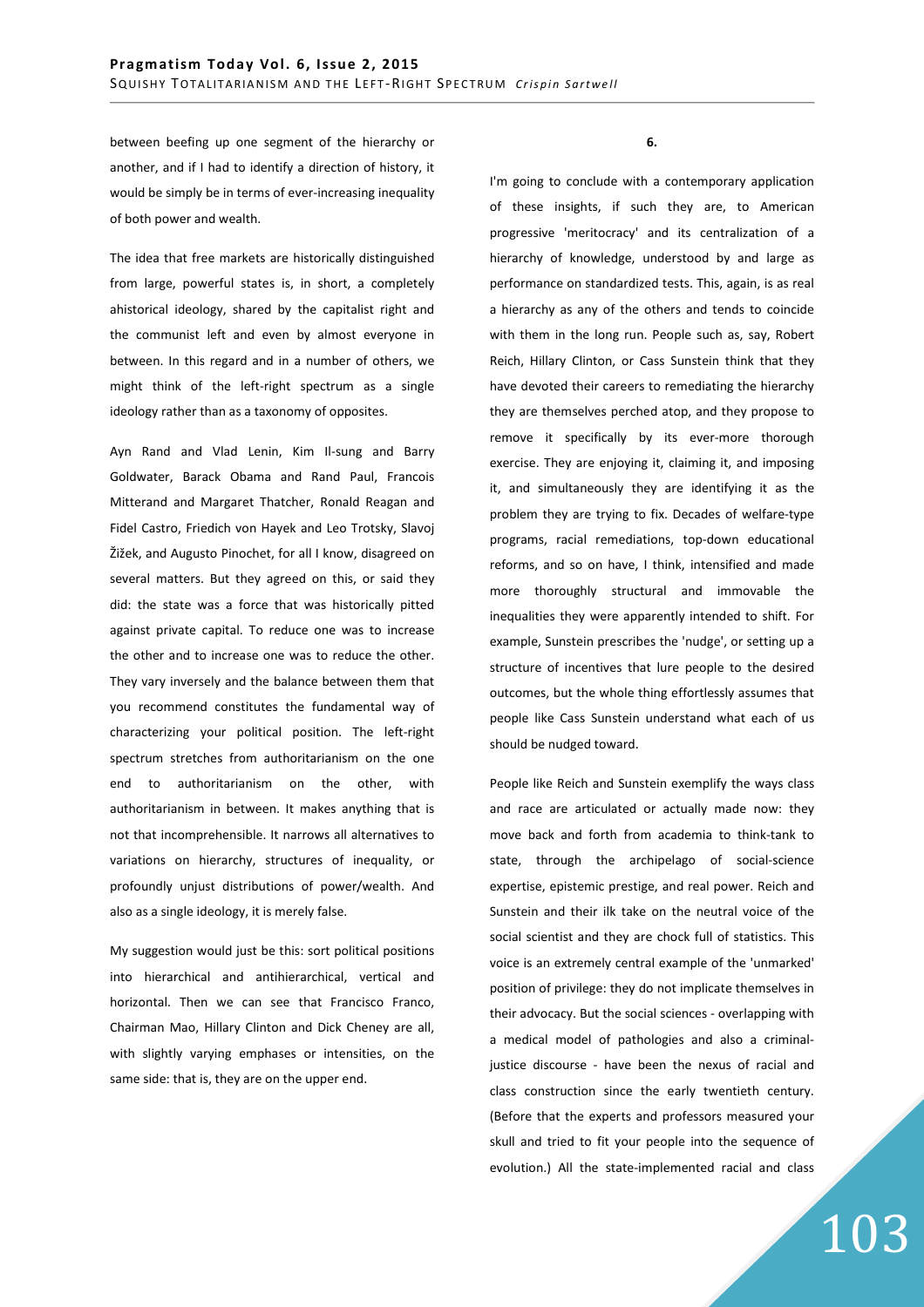between beefing up one segment of the hierarchy or another, and if I had to identify a direction of history, it would be simply be in terms of ever-increasing inequality of both power and wealth.

The idea that free markets are historically distinguished from large, powerful states is, in short, a completely ahistorical ideology, shared by the capitalist right and the communist left and even by almost everyone in between. In this regard and in a number of others, we might think of the left-right spectrum as a single ideology rather than as a taxonomy of opposites.

Ayn Rand and Vlad Lenin, Kim Il-sung and Barry Goldwater, Barack Obama and Rand Paul, Francois Mitterand and Margaret Thatcher, Ronald Reagan and Fidel Castro, Friedich von Hayek and Leo Trotsky, Slavoj Žižek, and Augusto Pinochet, for all I know, disagreed on several matters. But they agreed on this, or said they did: the state was a force that was historically pitted against private capital. To reduce one was to increase the other and to increase one was to reduce the other. They vary inversely and the balance between them that you recommend constitutes the fundamental way of characterizing your political position. The left-right spectrum stretches from authoritarianism on the one end to authoritarianism on the other, with authoritarianism in between. It makes anything that is not that incomprehensible. It narrows all alternatives to variations on hierarchy, structures of inequality, or profoundly unjust distributions of power/wealth. And also as a single ideology, it is merely false.

My suggestion would just be this: sort political positions into hierarchical and antihierarchical, vertical and horizontal. Then we can see that Francisco Franco, Chairman Mao, Hillary Clinton and Dick Cheney are all, with slightly varying emphases or intensities, on the same side: that is, they are on the upper end.

## 6.

I'm going to conclude with a contemporary application of these insights, if such they are, to American progressive 'meritocracy' and its centralization of a hierarchy of knowledge, understood by and large as performance on standardized tests. This, again, is as real a hierarchy as any of the others and tends to coincide with them in the long run. People such as, say, Robert Reich, Hillary Clinton, or Cass Sunstein think that they have devoted their careers to remediating the hierarchy they are themselves perched atop, and they propose to remove it specifically by its ever-more thorough exercise. They are enjoying it, claiming it, and imposing it, and simultaneously they are identifying it as the problem they are trying to fix. Decades of welfare-type programs, racial remediations, top-down educational reforms, and so on have, I think, intensified and made more thoroughly structural and immovable the inequalities they were apparently intended to shift. For example, Sunstein prescribes the 'nudge', or setting up a structure of incentives that lure people to the desired outcomes, but the whole thing effortlessly assumes that people like Cass Sunstein understand what each of us should be nudged toward.

People like Reich and Sunstein exemplify the ways class and race are articulated or actually made now: they move back and forth from academia to think-tank to state, through the archipelago of social-science expertise, epistemic prestige, and real power. Reich and Sunstein and their ilk take on the neutral voice of the social scientist and they are chock full of statistics. This voice is an extremely central example of the 'unmarked' position of privilege: they do not implicate themselves in their advocacy. But the social sciences - overlapping with a medical model of pathologies and also a criminal-justice discourse - have been the nexus of racial and class construction since the early twentieth century. (Before that the experts and professors measured your skull and tried to fit your people into the sequence of evolution.) All the state-implemented racial and class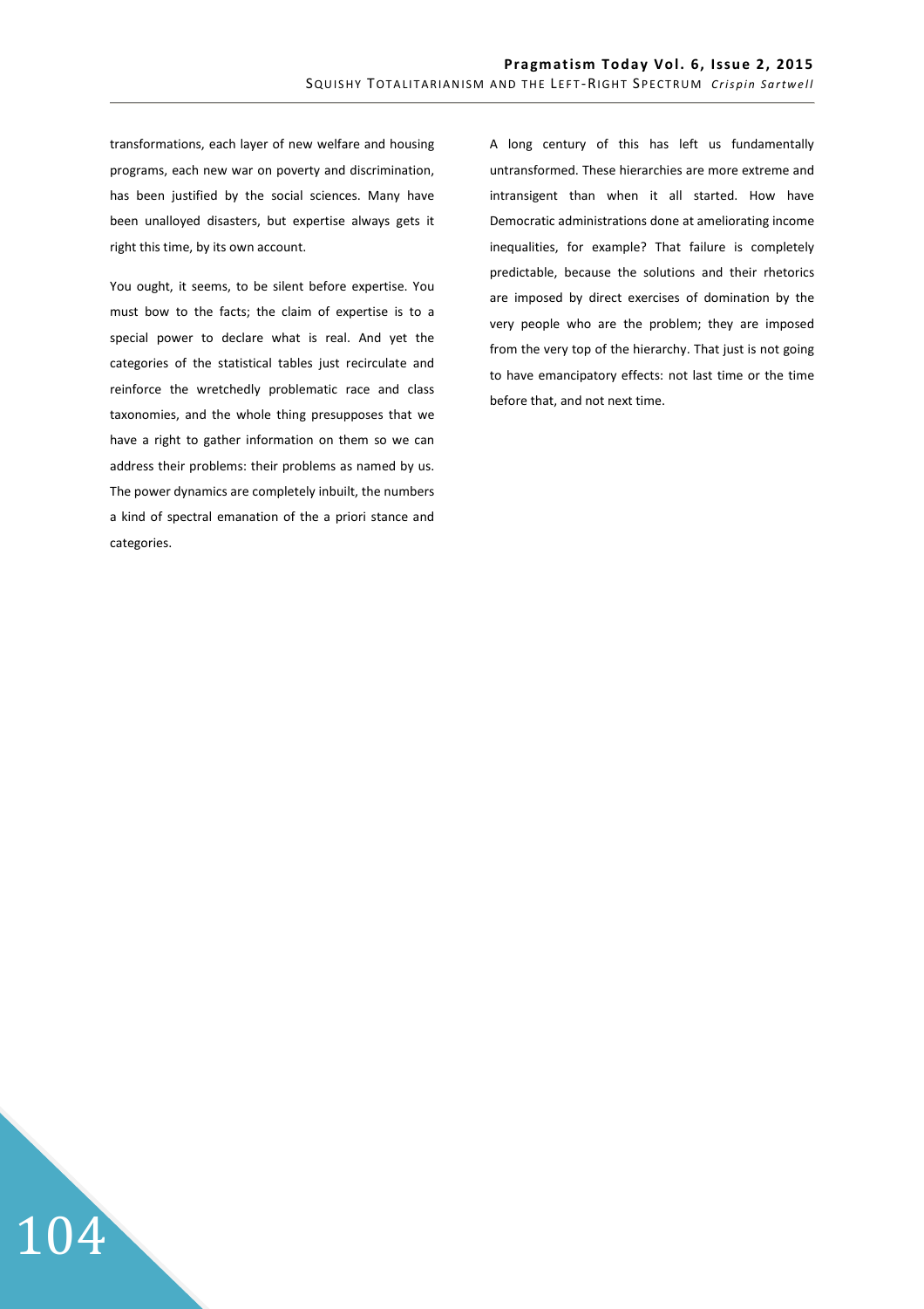transformations, each layer of new welfare and housing programs, each new war on poverty and discrimination, has been justified by the social sciences. Many have been unalloyed disasters, but expertise always gets it right this time, by its own account.

You ought, it seems, to be silent before expertise. You must bow to the facts; the claim of expertise is to a special power to declare what is real. And yet the categories of the statistical tables just recirculate and reinforce the wretchedly problematic race and class taxonomies, and the whole thing presupposes that we have a right to gather information on them so we can address their problems: their problems as named by us. The power dynamics are completely inbuilt, the numbers a kind of spectral emanation of the a priori stance and categories.

A long century of this has left us fundamentally untransformed. These hierarchies are more extreme and intransigent than when it all started. How have Democratic administrations done at ameliorating income inequalities, for example? That failure is completely predictable, because the solutions and their rhetorics are imposed by direct exercises of domination by the very people who are the problem; they are imposed from the very top of the hierarchy. That just is not going to have emancipatory effects: not last time or the time before that, and not next time.